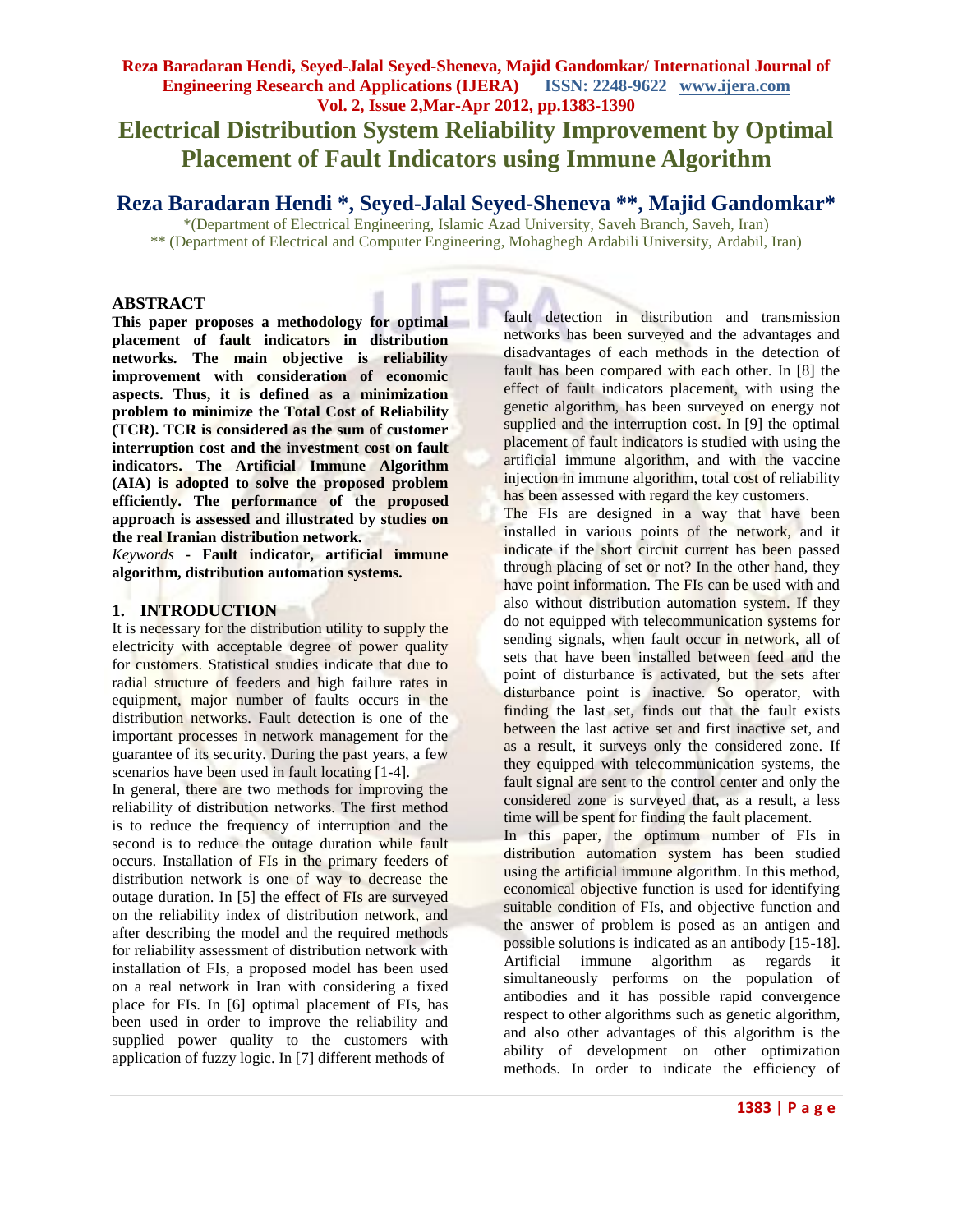# Electrical Distribution System Reliability Improvement by Optimal Placement of Fault Indicators using Immune Algorithm

## Reza Baradaran Hendi *, Seyed-Jalal Seyed-Sheneva **, Majid Gandomkar*

*(Department of Electrical Engineering, Islamic Azad University, Saveh Branch, Saveh, Iran)

** (Department of Electrical and Computer Engineering, Mohaghegh Ardabili University, Ardabil, Iran)

### ABSTRACT

**This paper proposes a methodology for optimal placement of fault indicators in distribution networks. The main objective is reliability improvement with consideration of economic aspects. Thus, it is defined as a minimization problem to minimize the Total Cost of Reliability (TCR). TCR is considered as the sum of customer interruption cost and the investment cost on fault indicators. The Artificial Immune Algorithm (AIA) is adopted to solve the proposed problem efficiently. The performance of the proposed approach is assessed and illustrated by studies on the real Iranian distribution network.**

*Keywords* **- Fault indicator, artificial immune algorithm, distribution automation systems.**

### 1. INTRODUCTION

It is necessary for the distribution utility to supply the electricity with acceptable degree of power quality for customers. Statistical studies indicate that due to radial structure of feeders and high failure rates in equipment, major number of faults occurs in the distribution networks. Fault detection is one of the important processes in network management for the guarantee of its security. During the past years, a few scenarios have been used in fault locating [1-4].

In general, there are two methods for improving the reliability of distribution networks. The first method is to reduce the frequency of interruption and the second is to reduce the outage duration while fault occurs. Installation of FIs in the primary feeders of distribution network is one of way to decrease the outage duration. In [5] the effect of FIs are surveyed on the reliability index of distribution network, and after describing the model and the required methods for reliability assessment of distribution network with installation of FIs, a proposed model has been used on a real network in Iran with considering a fixed place for FIs. In [6] optimal placement of FIs, has been used in order to improve the reliability and supplied power quality to the customers with application of fuzzy logic. In [7] different methods of fault detection in distribution and transmission networks has been surveyed and the advantages and disadvantages of each methods in the detection of fault has been compared with each other. In [8] the effect of fault indicators placement, with using the genetic algorithm, has been surveyed on energy not supplied and the interruption cost. In [9] the optimal placement of fault indicators is studied with using the artificial immune algorithm, and with the vaccine injection in immune algorithm, total cost of reliability has been assessed with regard the key customers.

The FIs are designed in a way that have been installed in various points of the network, and it indicate if the short circuit current has been passed through placing of set or not? In the other hand, they have point information. The FIs can be used with and also without distribution automation system. If they do not equipped with telecommunication systems for sending signals, when fault occur in network, all of sets that have been installed between feed and the point of disturbance is activated, but the sets after disturbance point is inactive. So operator, with finding the last set, finds out that the fault exists between the last active set and first inactive set, and as a result, it surveys only the considered zone. If they equipped with telecommunication systems, the fault signal are sent to the control center and only the considered zone is surveyed that, as a result, a less time will be spent for finding the fault placement.

In this paper, the optimum number of FIs in distribution automation system has been studied using the artificial immune algorithm. In this method, economical objective function is used for identifying suitable condition of FIs, and objective function and the answer of problem is posed as an antigen and possible solutions is indicated as an antibody [15-18]. Artificial immune algorithm as regards it simultaneously performs on the population of antibodies and it has possible rapid convergence respect to other algorithms such as genetic algorithm, and also other advantages of this algorithm is the ability of development on other optimization methods. In order to indicate the efficiency of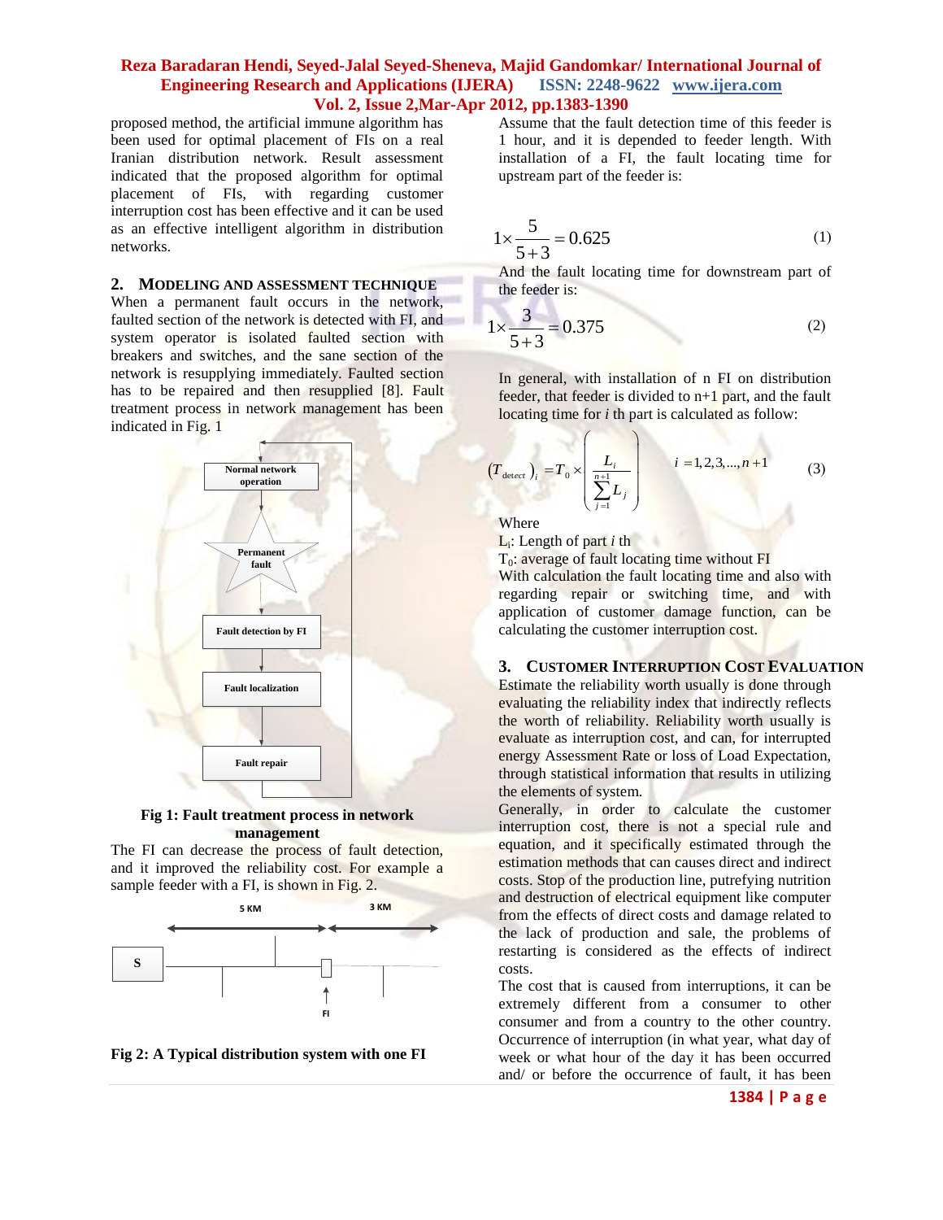proposed method, the artificial immune algorithm has been used for optimal placement of FIs on a real Iranian distribution network. Result assessment indicated that the proposed algorithm for optimal placement of FIs, with regarding customer interruption cost has been effective and it can be used as an effective intelligent algorithm in distribution networks.

## 2. Modeling and Assessment Technique

When a permanent fault occurs in the network, faulted section of the network is detected with FI, and system operator is isolated faulted section with breakers and switches, and the sane section of the network is resupplying immediately. Faulted section has to be repaired and then resupplied [8]. Fault treatment process in network management has been indicated in Fig. 1

**Fig 1: Fault treatment process in network management**

The FI can decrease the process of fault detection, and it improved the reliability cost. For example a sample feeder with a FI, is shown in Fig. 2.

**Fig 2: A Typical distribution system with one FI**

Assume that the fault detection time of this feeder is 1 hour, and it is depended to feeder length. With installation of a FI, the fault locating time for upstream part of the feeder is:

$$1 \times \frac{5}{5+3} = 0.625 \qquad (1)$$

And the fault locating time for downstream part of the feeder is:

$$1 \times \frac{3}{5+3} = 0.375 \qquad (2)$$

In general, with installation of n FI on distribution feeder, that feeder is divided to n+1 part, and the fault locating time for *i* th part is calculated as follow:

$$(T_{detect})_i = T_0 \times \left( \frac{L_i}{\sum_{j=1}^{n+1} L_j} \right) \qquad i = 1,2,3,\ldots,n+1 \qquad (3)$$

Where

$L_i$: Length of part *i* th

$T_0$: average of fault locating time without FI

With calculation the fault locating time and also with regarding repair or switching time, and with application of customer damage function, can be calculating the customer interruption cost.

## 3. Customer Interruption Cost Evaluation

Estimate the reliability worth usually is done through evaluating the reliability index that indirectly reflects the worth of reliability. Reliability worth usually is evaluate as interruption cost, and can, for interrupted energy Assessment Rate or loss of Load Expectation, through statistical information that results in utilizing the elements of system.

Generally, in order to calculate the customer interruption cost, there is not a special rule and equation, and it specifically estimated through the estimation methods that can causes direct and indirect costs. Stop of the production line, putrefying nutrition and destruction of electrical equipment like computer from the effects of direct costs and damage related to the lack of production and sale, the problems of restarting is considered as the effects of indirect costs.

The cost that is caused from interruptions, it can be extremely different from a consumer to other consumer and from a country to the other country. Occurrence of interruption (in what year, what day of week or what hour of the day it has been occurred and/ or before the occurrence of fault, it has been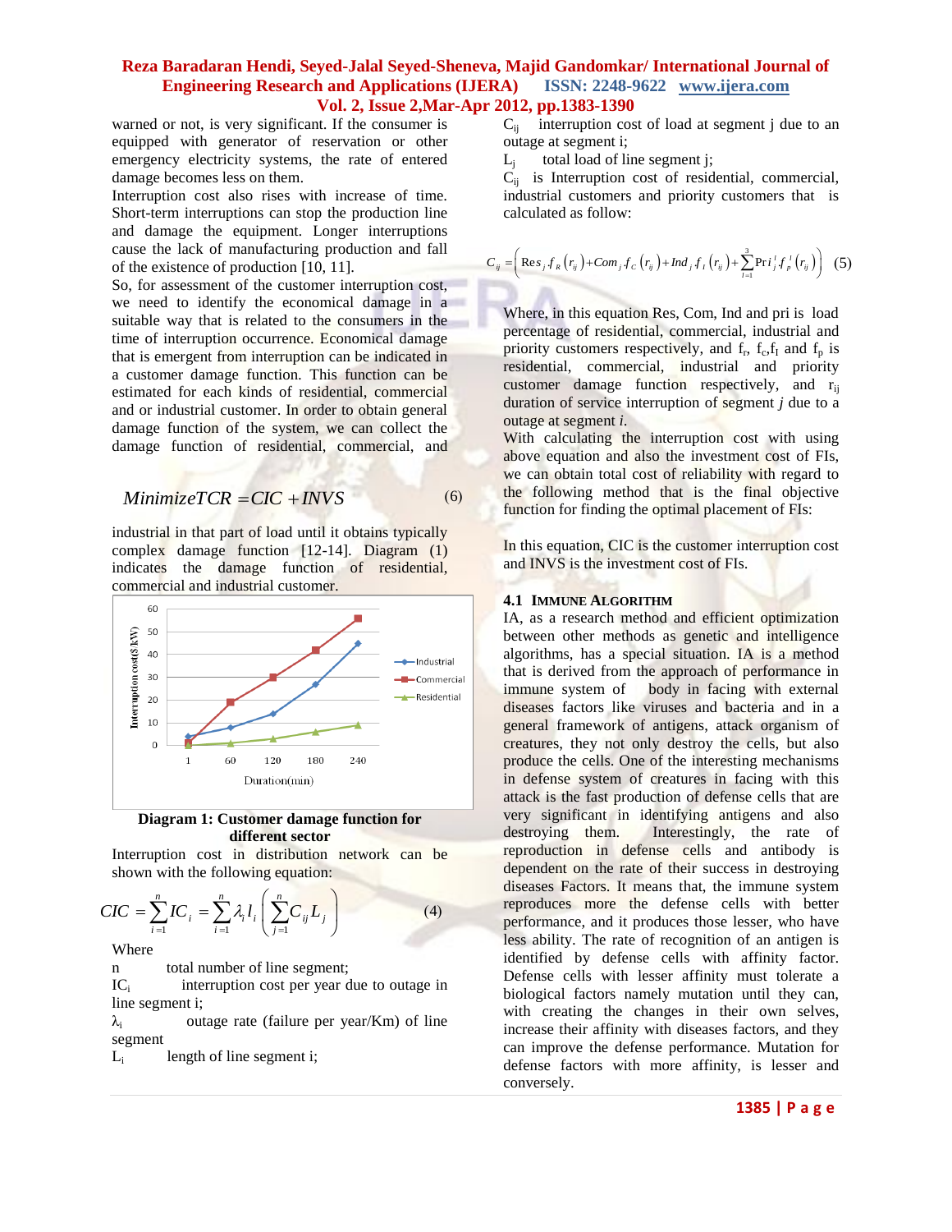warned or not, is very significant. If the consumer is equipped with generator of reservation or other emergency electricity systems, the rate of entered damage becomes less on them.

Interruption cost also rises with increase of time. Short-term interruptions can stop the production line and damage the equipment. Longer interruptions cause the lack of manufacturing production and fall of the existence of production [10, 11].

So, for assessment of the customer interruption cost, we need to identify the economical damage in a suitable way that is related to the consumers in the time of interruption occurrence. Economical damage that is emergent from interruption can be indicated in a customer damage function. This function can be estimated for each kinds of residential, commercial and or industrial customer. In order to obtain general damage function of the system, we can collect the damage function of residential, commercial, and industrial in that part of load until it obtains typically complex damage function [12-14]. Diagram (1) indicates the damage function of residential, commercial and industrial customer.

**Diagram 1: Customer damage function for different sector**

Interruption cost in distribution network can be shown with the following equation:

$$CIC = \sum_{i=1}^{n} IC_i = \sum_{i=1}^{n} \lambda_i l_i \left( \sum_{j=1}^{n} C_{ij} L_j \right) \quad (4)$$

Where

n total number of line segment;

$IC_i$ interruption cost per year due to outage in line segment i;

$\lambda_i$ outage rate (failure per year/Km) of line segment

$L_i$ length of line segment i;

$C_{ij}$ interruption cost of load at segment j due to an outage at segment i;

$L_j$ total load of line segment j;

$C_{ij}$ is Interruption cost of residential, commercial, industrial customers and priority customers that is calculated as follow:

$$C_{ij} = \left( Res_j . f_R\left(r_{ij}\right) + Com_j . f_C\left(r_{ij}\right) + Ind_j f_I\left(r_{ij}\right) + \sum_{l=1}^{3} Pri_j^l f_p^l\left(r_{ij}\right) \right) \quad (5)$$

Where, in this equation Res, Com, Ind and pri is load percentage of residential, commercial, industrial and priority customers respectively, and $f_r$, $f_c$, $f_I$ and $f_p$ is residential, commercial, industrial and priority customer damage function respectively, and $r_{ij}$ duration of service interruption of segment *j* due to a outage at segment *i*.

With calculating the interruption cost with using above equation and also the investment cost of FIs, we can obtain total cost of reliability with regard to the following method that is the final objective function for finding the optimal placement of FIs:

$$Minimize TCR = CIC + INVS \quad (6)$$

In this equation, CIC is the customer interruption cost and INVS is the investment cost of FIs.

### 4.1 Immune Algorithm

IA, as a research method and efficient optimization between other methods as genetic and intelligence algorithms, has a special situation. IA is a method that is derived from the approach of performance in immune system of body in facing with external diseases factors like viruses and bacteria and in a general framework of antigens, attack organism of creatures, they not only destroy the cells, but also produce the cells. One of the interesting mechanisms in defense system of creatures in facing with this attack is the fast production of defense cells that are very significant in identifying antigens and also destroying them. Interestingly, the rate of reproduction in defense cells and antibody is dependent on the rate of their success in destroying diseases Factors. It means that, the immune system reproduces more the defense cells with better performance, and it produces those lesser, who have less ability. The rate of recognition of an antigen is identified by defense cells with affinity factor. Defense cells with lesser affinity must tolerate a biological factors namely mutation until they can, with creating the changes in their own selves, increase their affinity with diseases factors, and they can improve the defense performance. Mutation for defense factors with more affinity, is lesser and conversely.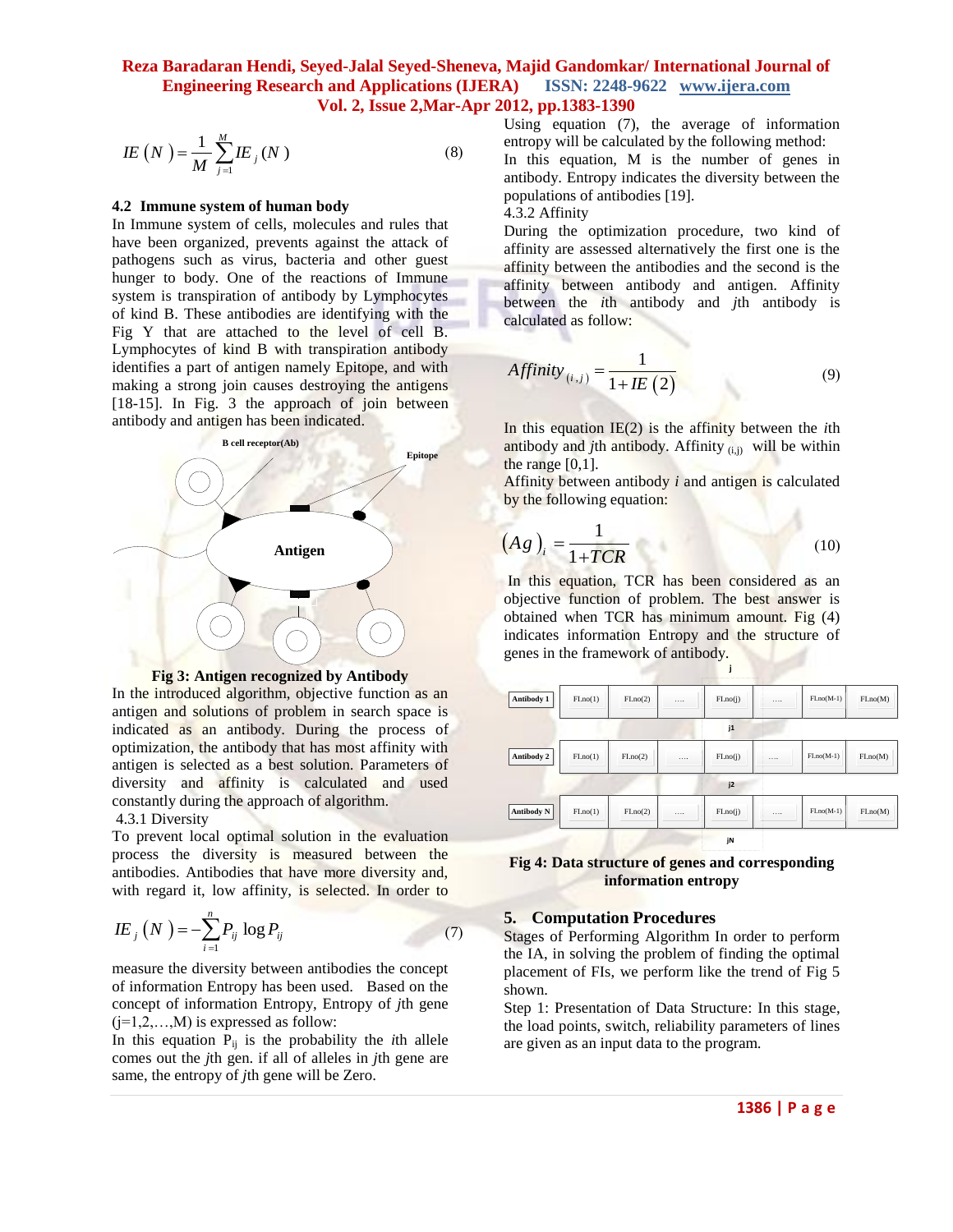$$IE(N) = \frac{1}{M}\sum_{j=1}^{M} IE_j(N) \tag{8}$$

### 4.2 Immune system of human body

In Immune system of cells, molecules and rules that have been organized, prevents against the attack of pathogens such as virus, bacteria and other guest hunger to body. One of the reactions of Immune system is transpiration of antibody by Lymphocytes of kind B. These antibodies are identifying with the Fig Y that are attached to the level of cell B. Lymphocytes of kind B with transpiration antibody identifies a part of antigen namely Epitope, and with making a strong join causes destroying the antigens [18-15]. In Fig. 3 the approach of join between antibody and antigen has been indicated.

**Fig 3: Antigen recognized by Antibody**

In the introduced algorithm, objective function as an antigen and solutions of problem in search space is indicated as an antibody. During the process of optimization, the antibody that has most affinity with antigen is selected as a best solution. Parameters of diversity and affinity is calculated and used constantly during the approach of algorithm.

4.3.1 Diversity

To prevent local optimal solution in the evaluation process the diversity is measured between the antibodies. Antibodies that have more diversity and, with regard it, low affinity, is selected. In order to

$$IE_j(N) = -\sum_{i=1}^{n} P_{ij}\log P_{ij} \tag{7}$$

measure the diversity between antibodies the concept of information Entropy has been used. Based on the concept of information Entropy, Entropy of *j*th gene (j=1,2,…,M) is expressed as follow:

In this equation $P_{ij}$ is the probability the *i*th allele comes out the *j*th gen. if all of alleles in *j*th gene are same, the entropy of *j*th gene will be Zero.

Using equation (7), the average of information entropy will be calculated by the following method:

In this equation, M is the number of genes in antibody. Entropy indicates the diversity between the populations of antibodies [19].

4.3.2 Affinity

During the optimization procedure, two kind of affinity are assessed alternatively the first one is the affinity between the antibodies and the second is the affinity between antibody and antigen. Affinity between the *i*th antibody and *j*th antibody is calculated as follow:

$$Affinity_{(i,j)} = \frac{1}{1+IE(2)} \tag{9}$$

In this equation IE(2) is the affinity between the *i*th antibody and *j*th antibody. Affinity $_{(i,j)}$ will be within the range [0,1].

Affinity between antibody *i* and antigen is calculated by the following equation:

$$(Ag)_i = \frac{1}{1+TCR} \tag{10}$$

In this equation, TCR has been considered as an objective function of problem. The best answer is obtained when TCR has minimum amount. Fig (4) indicates information Entropy and the structure of genes in the framework of antibody.

**Fig 4: Data structure of genes and corresponding information entropy**

## 5. Computation Procedures

Stages of Performing Algorithm In order to perform the IA, in solving the problem of finding the optimal placement of FIs, we perform like the trend of Fig 5 shown.

Step 1: Presentation of Data Structure: In this stage, the load points, switch, reliability parameters of lines are given as an input data to the program.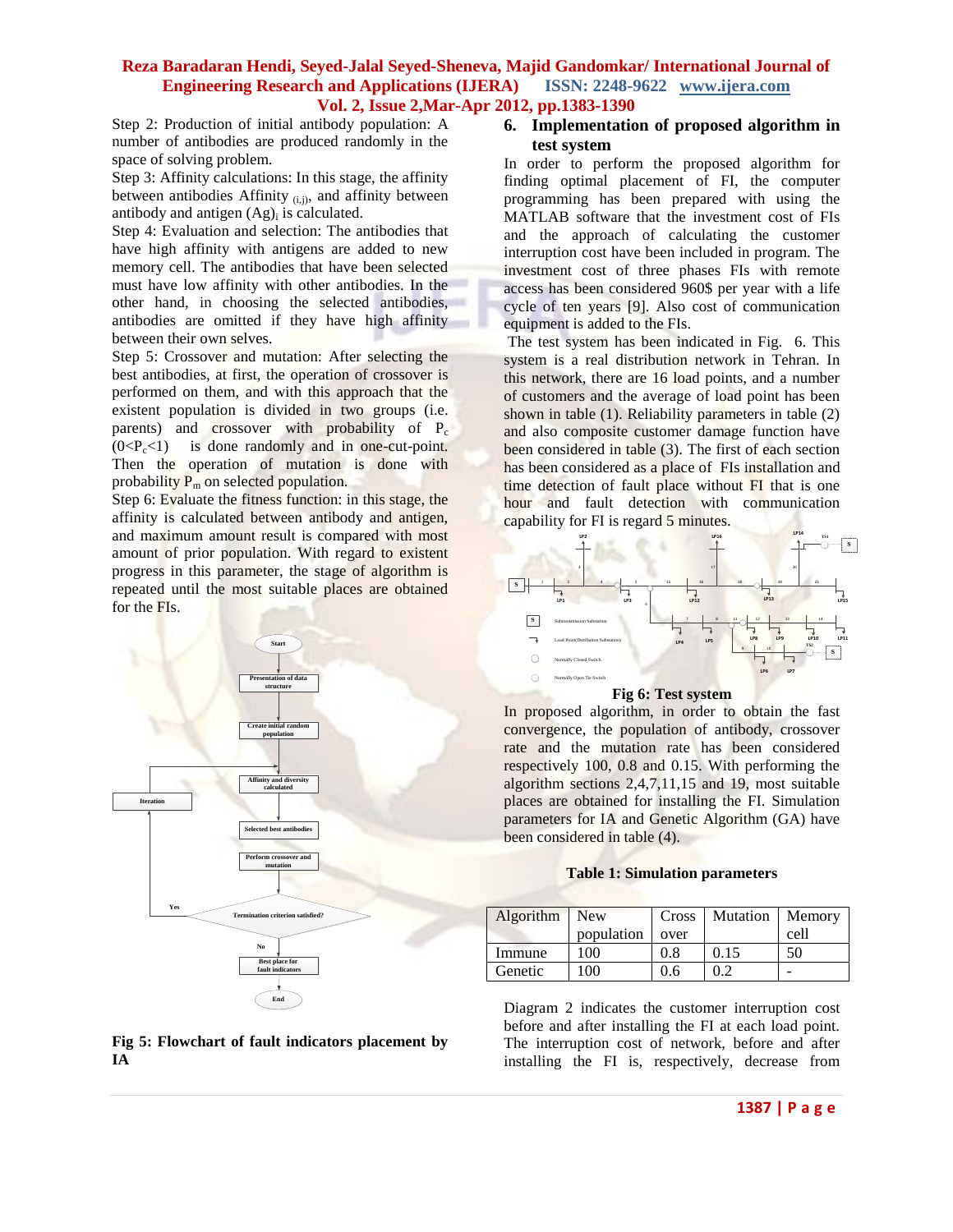Step 2: Production of initial antibody population: A number of antibodies are produced randomly in the space of solving problem.

Step 3: Affinity calculations: In this stage, the affinity between antibodies Affinity $_{(i,j)}$, and affinity between antibody and antigen $(Ag)_i$ is calculated.

Step 4: Evaluation and selection: The antibodies that have high affinity with antigens are added to new memory cell. The antibodies that have been selected must have low affinity with other antibodies. In the other hand, in choosing the selected antibodies, antibodies are omitted if they have high affinity between their own selves.

Step 5: Crossover and mutation: After selecting the best antibodies, at first, the operation of crossover is performed on them, and with this approach that the existent population is divided in two groups (i.e. parents) and crossover with probability of $P_c$ $(0<P_c<1)$ is done randomly and in one-cut-point. Then the operation of mutation is done with probability $P_m$ on selected population.

Step 6: Evaluate the fitness function: in this stage, the affinity is calculated between antibody and antigen, and maximum amount result is compared with most amount of prior population. With regard to existent progress in this parameter, the stage of algorithm is repeated until the most suitable places are obtained for the FIs.

**Fig 5: Flowchart of fault indicators placement by IA**

## 6. Implementation of proposed algorithm in test system

In order to perform the proposed algorithm for finding optimal placement of FI, the computer programming has been prepared with using the MATLAB software that the investment cost of FIs and the approach of calculating the customer interruption cost have been included in program. The investment cost of three phases FIs with remote access has been considered 960$ per year with a life cycle of ten years [9]. Also cost of communication equipment is added to the FIs.

The test system has been indicated in Fig. 6. This system is a real distribution network in Tehran. In this network, there are 16 load points, and a number of customers and the average of load point has been shown in table (1). Reliability parameters in table (2) and also composite customer damage function have been considered in table (3). The first of each section has been considered as a place of FIs installation and time detection of fault place without FI that is one hour and fault detection with communication capability for FI is regard 5 minutes.

**Fig 6: Test system**

In proposed algorithm, in order to obtain the fast convergence, the population of antibody, crossover rate and the mutation rate has been considered respectively 100, 0.8 and 0.15. With performing the algorithm sections 2,4,7,11,15 and 19, most suitable places are obtained for installing the FI. Simulation parameters for IA and Genetic Algorithm (GA) have been considered in table (4).

**Table 1: Simulation parameters**

| Algorithm | New population | Cross over | Mutation | Memory cell |
|---|---|---|---|---|
| Immune | 100 | 0.8 | 0.15 | 50 |
| Genetic | 100 | 0.6 | 0.2 | - |

Diagram 2 indicates the customer interruption cost before and after installing the FI at each load point. The interruption cost of network, before and after installing the FI is, respectively, decrease from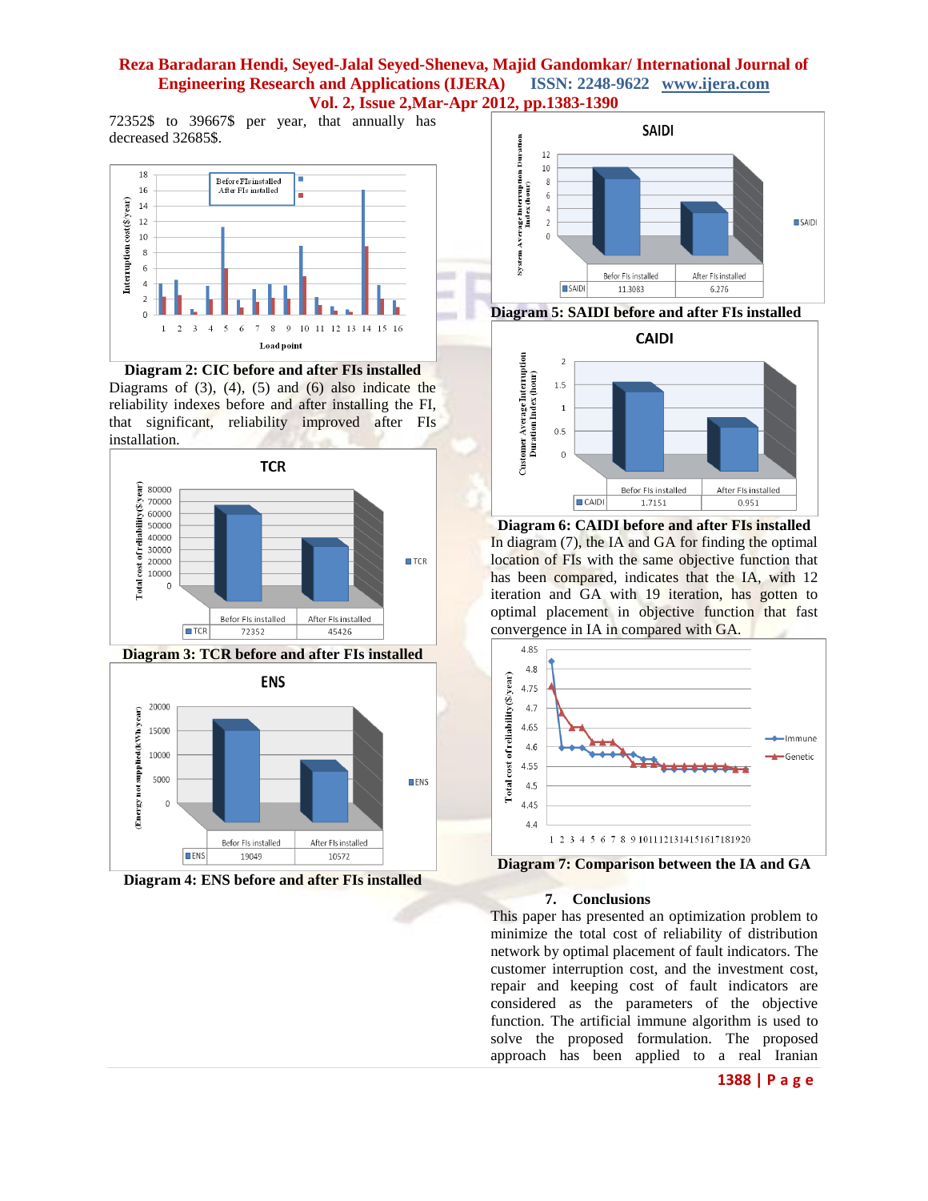72352$ to 39667$ per year, that annually has decreased 32685$.

**Diagram 2: CIC before and after FIs installed**

Diagrams of (3), (4), (5) and (6) also indicate the reliability indexes before and after installing the FI, that significant, reliability improved after FIs installation.

**Diagram 3: TCR before and after FIs installed**

**Diagram 4: ENS before and after FIs installed**

**Diagram 5: SAIDI before and after FIs installed**

**Diagram 6: CAIDI before and after FIs installed**

In diagram (7), the IA and GA for finding the optimal location of FIs with the same objective function that has been compared, indicates that the IA, with 12 iteration and GA with 19 iteration, has gotten to optimal placement in objective function that fast convergence in IA in compared with GA.

**Diagram 7: Comparison between the IA and GA**

## 7. Conclusions

This paper has presented an optimization problem to minimize the total cost of reliability of distribution network by optimal placement of fault indicators. The customer interruption cost, and the investment cost, repair and keeping cost of fault indicators are considered as the parameters of the objective function. The artificial immune algorithm is used to solve the proposed formulation. The proposed approach has been applied to a real Iranian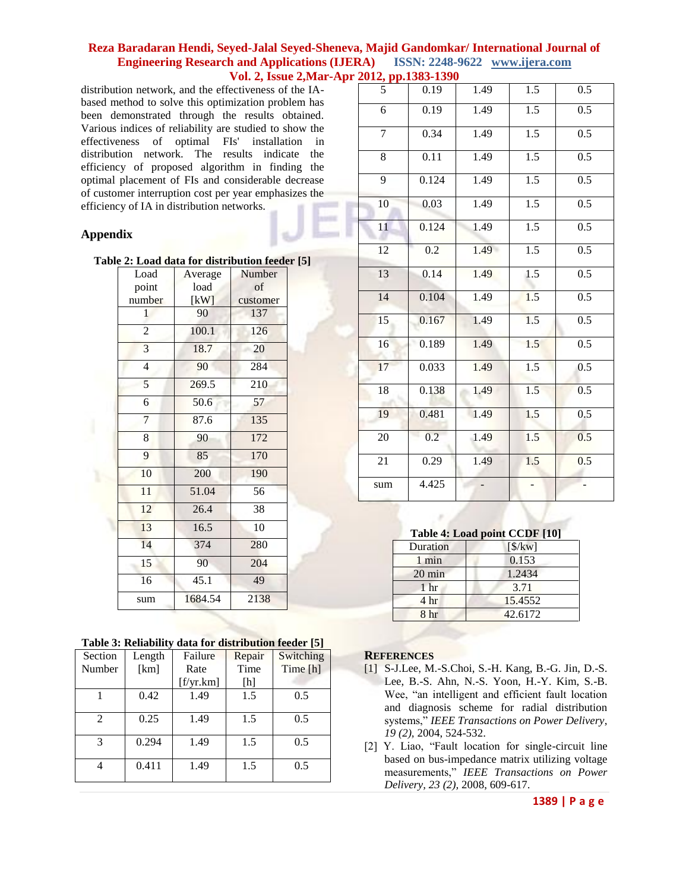distribution network, and the effectiveness of the IA-based method to solve this optimization problem has been demonstrated through the results obtained. Various indices of reliability are studied to show the effectiveness of optimal FIs' installation in distribution network. The results indicate the efficiency of proposed algorithm in finding the optimal placement of FIs and considerable decrease of customer interruption cost per year emphasizes the efficiency of IA in distribution networks.

## Appendix

**Table 2: Load data for distribution feeder [5]**

| Load point number | Average load [kW] | Number of customer |
|---|---|---|
| 1 | 90 | 137 |
| 2 | 100.1 | 126 |
| 3 | 18.7 | 20 |
| 4 | 90 | 284 |
| 5 | 269.5 | 210 |
| 6 | 50.6 | 57 |
| 7 | 87.6 | 135 |
| 8 | 90 | 172 |
| 9 | 85 | 170 |
| 10 | 200 | 190 |
| 11 | 51.04 | 56 |
| 12 | 26.4 | 38 |
| 13 | 16.5 | 10 |
| 14 | 374 | 280 |
| 15 | 90 | 204 |
| 16 | 45.1 | 49 |
| sum | 1684.54 | 2138 |

**Table 3: Reliability data for distribution feeder [5]**

| Section Number | Length [km] | Failure Rate [f/yr.km] | Repair Time [h] | Switching Time [h] |
|---|---|---|---|---|
| 1 | 0.42 | 1.49 | 1.5 | 0.5 |
| 2 | 0.25 | 1.49 | 1.5 | 0.5 |
| 3 | 0.294 | 1.49 | 1.5 | 0.5 |
| 4 | 0.411 | 1.49 | 1.5 | 0.5 |
| 5 | 0.19 | 1.49 | 1.5 | 0.5 |
| 6 | 0.19 | 1.49 | 1.5 | 0.5 |
| 7 | 0.34 | 1.49 | 1.5 | 0.5 |
| 8 | 0.11 | 1.49 | 1.5 | 0.5 |
| 9 | 0.124 | 1.49 | 1.5 | 0.5 |
| 10 | 0.03 | 1.49 | 1.5 | 0.5 |
| 11 | 0.124 | 1.49 | 1.5 | 0.5 |
| 12 | 0.2 | 1.49 | 1.5 | 0.5 |
| 13 | 0.14 | 1.49 | 1.5 | 0.5 |
| 14 | 0.104 | 1.49 | 1.5 | 0.5 |
| 15 | 0.167 | 1.49 | 1.5 | 0.5 |
| 16 | 0.189 | 1.49 | 1.5 | 0.5 |
| 17 | 0.033 | 1.49 | 1.5 | 0.5 |
| 18 | 0.138 | 1.49 | 1.5 | 0.5 |
| 19 | 0.481 | 1.49 | 1.5 | 0.5 |
| 20 | 0.2 | 1.49 | 1.5 | 0.5 |
| 21 | 0.29 | 1.49 | 1.5 | 0.5 |
| sum | 4.425 | - | - | - |

**Table 4: Load point CCDF [10]**

| Duration | [$/kw] |
|---|---|
| 1 min | 0.153 |
| 20 min | 1.2434 |
| 1 hr | 3.71 |
| 4 hr | 15.4552 |
| 8 hr | 42.6172 |

## REFERENCES

[1] S-J.Lee, M.-S.Choi, S.-H. Kang, B.-G. Jin, D.-S. Lee, B.-S. Ahn, N.-S. Yoon, H.-Y. Kim, S.-B. Wee, "an intelligent and efficient fault location and diagnosis scheme for radial distribution systems," *IEEE Transactions on Power Delivery*, *19 (2)*, 2004, 524-532.

[2] Y. Liao, "Fault location for single-circuit line based on bus-impedance matrix utilizing voltage measurements," *IEEE Transactions on Power Delivery, 23 (2)*, 2008, 609-617.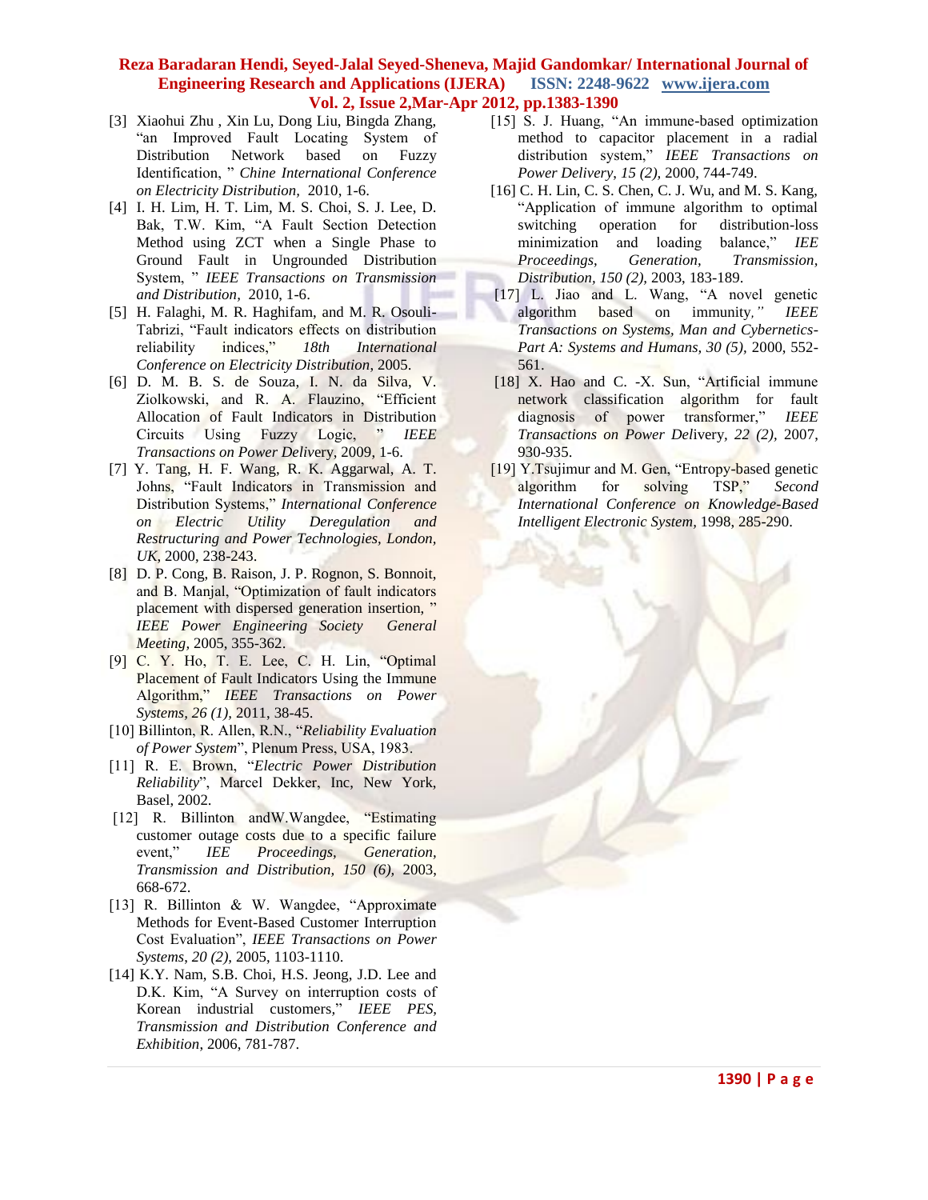[3] Xiaohui Zhu , Xin Lu, Dong Liu, Bingda Zhang, "an Improved Fault Locating System of Distribution Network based on Fuzzy Identification, " *Chine International Conference on Electricity Distribution,* 2010, 1-6.

[4] I. H. Lim, H. T. Lim, M. S. Choi, S. J. Lee, D. Bak, T.W. Kim, "A Fault Section Detection Method using ZCT when a Single Phase to Ground Fault in Ungrounded Distribution System, " *IEEE Transactions on Transmission and Distribution,* 2010, 1-6.

[5] H. Falaghi, M. R. Haghifam, and M. R. Osouli-Tabrizi, "Fault indicators effects on distribution reliability indices," *18th International Conference on Electricity Distribution*, 2005.

[6] D. M. B. S. de Souza, I. N. da Silva, V. Ziolkowski, and R. A. Flauzino, "Efficient Allocation of Fault Indicators in Distribution Circuits Using Fuzzy Logic, " *IEEE Transactions on Power Deli*very, 2009, 1-6.

[7] Y. Tang, H. F. Wang, R. K. Aggarwal, A. T. Johns, "Fault Indicators in Transmission and Distribution Systems," *International Conference on Electric Utility Deregulation and Restructuring and Power Technologies, London, UK*, 2000, 238-243.

[8] D. P. Cong, B. Raison, J. P. Rognon, S. Bonnoit, and B. Manjal, "Optimization of fault indicators placement with dispersed generation insertion, " *IEEE Power Engineering Society General Meeting*, 2005, 355-362.

[9] C. Y. Ho, T. E. Lee, C. H. Lin, "Optimal Placement of Fault Indicators Using the Immune Algorithm," *IEEE Transactions on Power Systems, 26 (1),* 2011, 38-45.

[10] Billinton, R. Allen, R.N., "*Reliability Evaluation of Power System*", Plenum Press, USA, 1983.

[11] R. E. Brown, "*Electric Power Distribution Reliability*", Marcel Dekker, Inc, New York, Basel, 2002.

[12] R. Billinton andW.Wangdee, "Estimating customer outage costs due to a specific failure event," *IEE Proceedings, Generation, Transmission and Distribution, 150 (6),* 2003, 668-672.

[13] R. Billinton & W. Wangdee, "Approximate Methods for Event-Based Customer Interruption Cost Evaluation", *IEEE Transactions on Power Systems*, *20 (2),* 2005, 1103-1110.

[14] K.Y. Nam, S.B. Choi, H.S. Jeong, J.D. Lee and D.K. Kim, "A Survey on interruption costs of Korean industrial customers," *IEEE PES, Transmission and Distribution Conference and Exhibition*, 2006, 781-787.

[15] S. J. Huang, "An immune-based optimization method to capacitor placement in a radial distribution system," *IEEE Transactions on Power Delivery*, *15 (2),* 2000, 744-749.

[16] C. H. Lin, C. S. Chen, C. J. Wu, and M. S. Kang, "Application of immune algorithm to optimal switching operation for distribution-loss minimization and loading balance," *IEE Proceedings, Generation, Transmission, Distribution, 150 (2),* 2003, 183-189.

[17] L. Jiao and L. Wang, "A novel genetic algorithm based on immunity*," IEEE Transactions on Systems, Man and Cybernetics-Part A: Systems and Humans, 30 (5),* 2000, 552-561.

[18] X. Hao and C. -X. Sun, "Artificial immune network classification algorithm for fault diagnosis of power transformer," *IEEE Transactions on Power Del*ivery, *22 (2)*, 2007, 930-935.

[19] Y.Tsujimur and M. Gen, "Entropy-based genetic algorithm for solving TSP," *Second International Conference on Knowledge-Based Intelligent Electronic System*, 1998, 285-290.